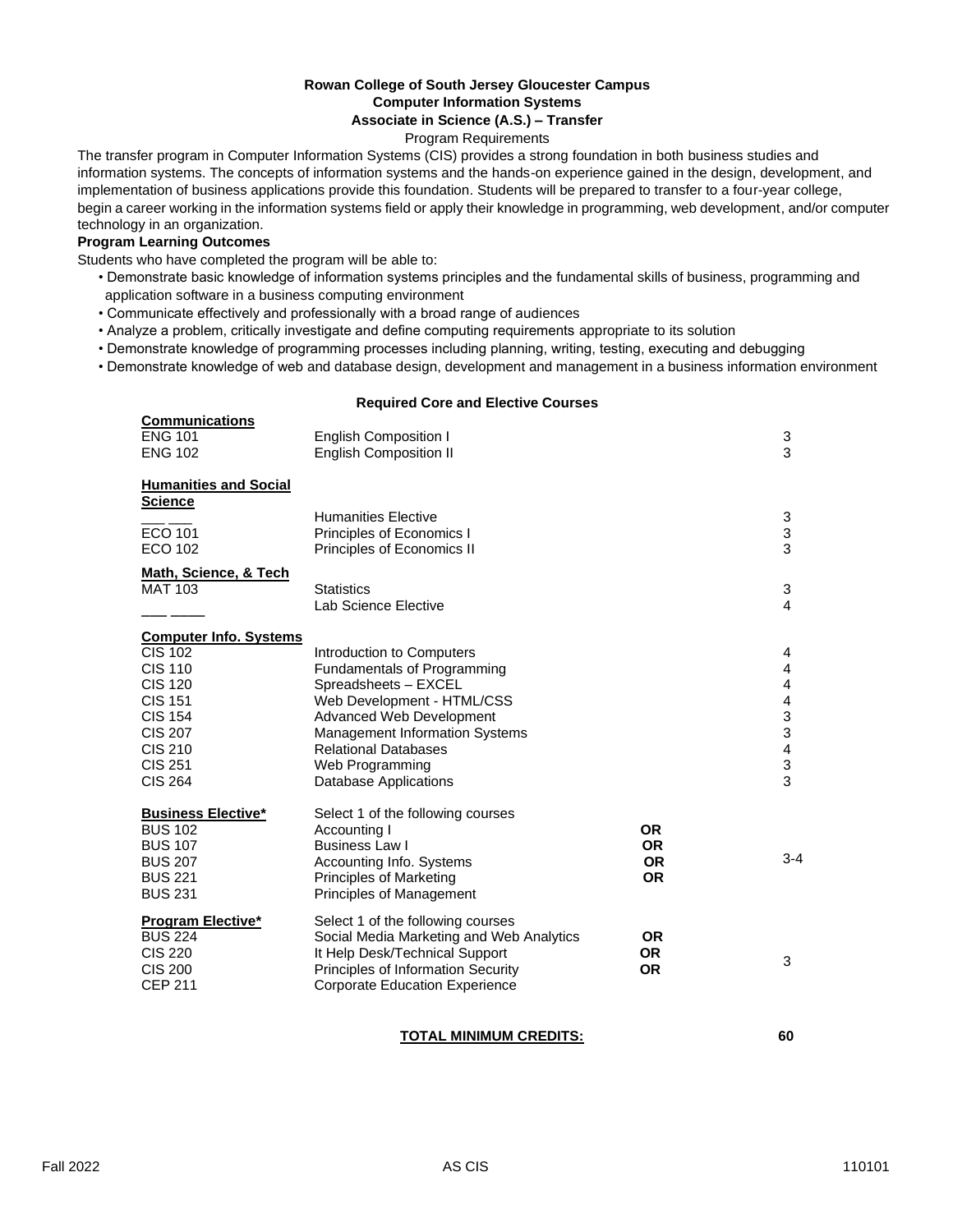# Rowan College of South Jersey Gloucester Campus

## Computer Information Systems

## Associate in Science (A.S.) – Transfer

Program Requirements

The transfer program in Computer Information Systems (CIS) provides a strong foundation in both business studies and information systems. The concepts of information systems and the hands-on experience gained in the design, development, and implementation of business applications provide this foundation. Students will be prepared to transfer to a four-year college, begin a career working in the information systems field or apply their knowledge in programming, web development, and/or computer technology in an organization.

**Program Learning Outcomes**

Students who have completed the program will be able to:

- Demonstrate basic knowledge of information systems principles and the fundamental skills of business, programming and application software in a business computing environment
- Communicate effectively and professionally with a broad range of audiences
- Analyze a problem, critically investigate and define computing requirements appropriate to its solution
- Demonstrate knowledge of programming processes including planning, writing, testing, executing and debugging
- Demonstrate knowledge of web and database design, development and management in a business information environment

### Required Core and Elective Courses

| Course | Title | | Credits |
|---|---|---|---|
| **Communications** | | | |
| ENG 101 | English Composition I | | 3 |
| ENG 102 | English Composition II | | 3 |
| **Humanities and Social Science** | | | |
| ___ ___ | Humanities Elective | | 3 |
| ECO 101 | Principles of Economics I | | 3 |
| ECO 102 | Principles of Economics II | | 3 |
| **Math, Science, & Tech** | | | |
| MAT 103 | Statistics | | 3 |
| ___ ____ | Lab Science Elective | | 4 |
| **Computer Info. Systems** | | | |
| CIS 102 | Introduction to Computers | | 4 |
| CIS 110 | Fundamentals of Programming | | 4 |
| CIS 120 | Spreadsheets – EXCEL | | 4 |
| CIS 151 | Web Development - HTML/CSS | | 4 |
| CIS 154 | Advanced Web Development | | 3 |
| CIS 207 | Management Information Systems | | 3 |
| CIS 210 | Relational Databases | | 4 |
| CIS 251 | Web Programming | | 3 |
| CIS 264 | Database Applications | | 3 |
| **Business Elective*** | Select 1 of the following courses | | |
| BUS 102 | Accounting I | **OR** | |
| BUS 107 | Business Law I | **OR** | |
| BUS 207 | Accounting Info. Systems | **OR** | 3-4 |
| BUS 221 | Principles of Marketing | **OR** | |
| BUS 231 | Principles of Management | | |
| **Program Elective*** | Select 1 of the following courses | | |
| BUS 224 | Social Media Marketing and Web Analytics | **OR** | |
| CIS 220 | It Help Desk/Technical Support | **OR** | 3 |
| CIS 200 | Principles of Information Security | **OR** | |
| CEP 211 | Corporate Education Experience | | |

**TOTAL MINIMUM CREDITS: 60**

Fall 2022 AS CIS 110101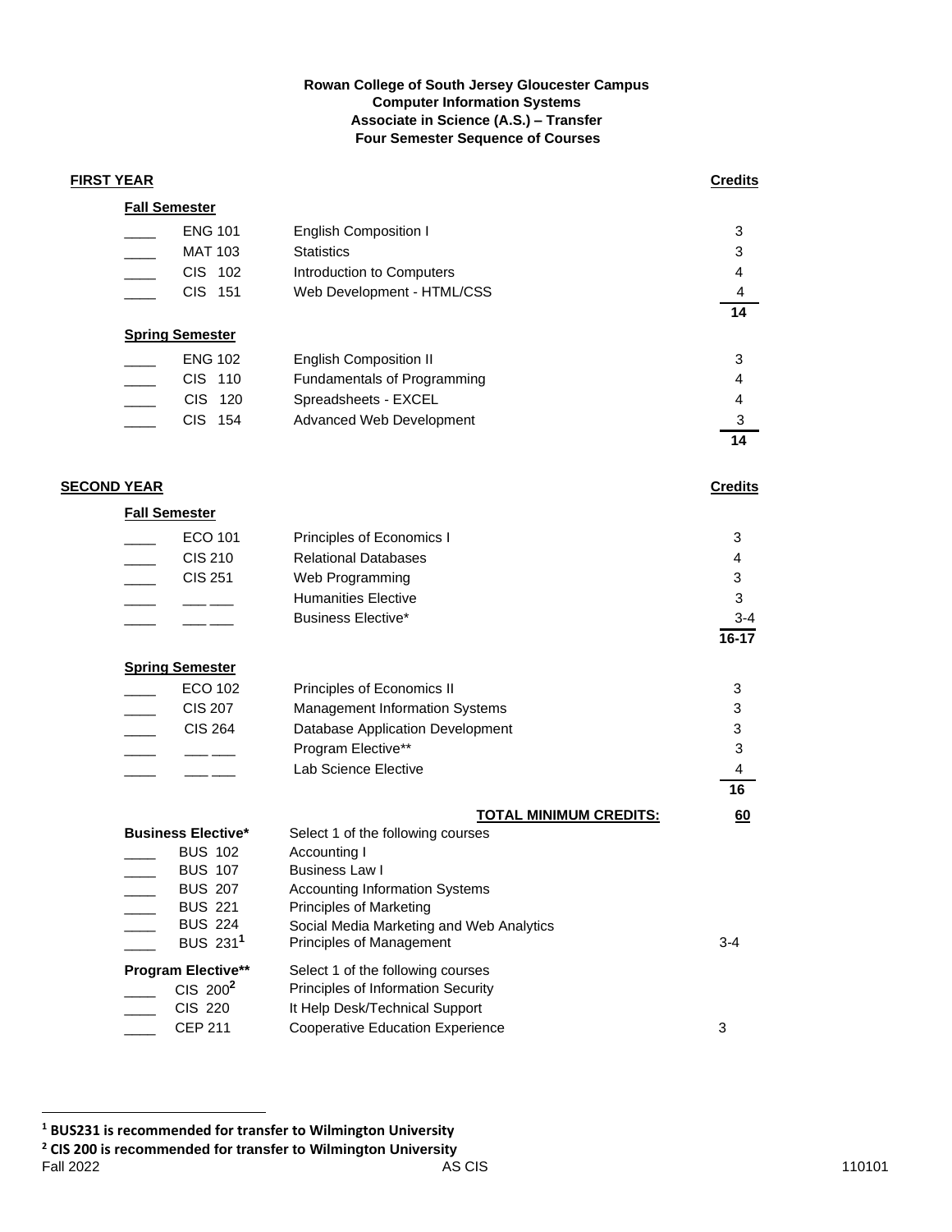**Rowan College of South Jersey Gloucester Campus**
**Computer Information Systems**
**Associate in Science (A.S.) – Transfer**
**Four Semester Sequence of Courses**

## FIRST YEAR

### Fall Semester

| | Course | Title | Credits |
|---|---|---|---|
| ____ | ENG 101 | English Composition I | 3 |
| ____ | MAT 103 | Statistics | 3 |
| ____ | CIS 102 | Introduction to Computers | 4 |
| ____ | CIS 151 | Web Development - HTML/CSS | 4 |
| | | | **14** |

### Spring Semester

| | Course | Title | Credits |
|---|---|---|---|
| ____ | ENG 102 | English Composition II | 3 |
| ____ | CIS 110 | Fundamentals of Programming | 4 |
| ____ | CIS 120 | Spreadsheets - EXCEL | 4 |
| ____ | CIS 154 | Advanced Web Development | 3 |
| | | | **14** |

## SECOND YEAR

### Fall Semester

| | Course | Title | Credits |
|---|---|---|---|
| ____ | ECO 101 | Principles of Economics I | 3 |
| ____ | CIS 210 | Relational Databases | 4 |
| ____ | CIS 251 | Web Programming | 3 |
| ____ | ___ ___ | Humanities Elective | 3 |
| ____ | ___ ___ | Business Elective* | 3-4 |
| | | | **16-17** |

### Spring Semester

| | Course | Title | Credits |
|---|---|---|---|
| ____ | ECO 102 | Principles of Economics II | 3 |
| ____ | CIS 207 | Management Information Systems | 3 |
| ____ | CIS 264 | Database Application Development | 3 |
| ____ | ___ ___ | Program Elective** | 3 |
| ____ | ___ ___ | Lab Science Elective | 4 |
| | | | **16** |

**TOTAL MINIMUM CREDITS: 60**

**Business Elective*** Select 1 of the following courses

| | Course | Title | Credits |
|---|---|---|---|
| ____ | BUS 102 | Accounting I | |
| ____ | BUS 107 | Business Law I | |
| ____ | BUS 207 | Accounting Information Systems | |
| ____ | BUS 221 | Principles of Marketing | |
| ____ | BUS 224 | Social Media Marketing and Web Analytics | |
| ____ | BUS 231[1] | Principles of Management | 3-4 |

**Program Elective**** Select 1 of the following courses

| | Course | Title | Credits |
|---|---|---|---|
| ____ | CIS 200[2] | Principles of Information Security | |
| ____ | CIS 220 | It Help Desk/Technical Support | |
| ____ | CEP 211 | Cooperative Education Experience | 3 |

[1] **BUS231 is recommended for transfer to Wilmington University**
[2] **CIS 200 is recommended for transfer to Wilmington University**

Fall 2022 AS CIS 110101